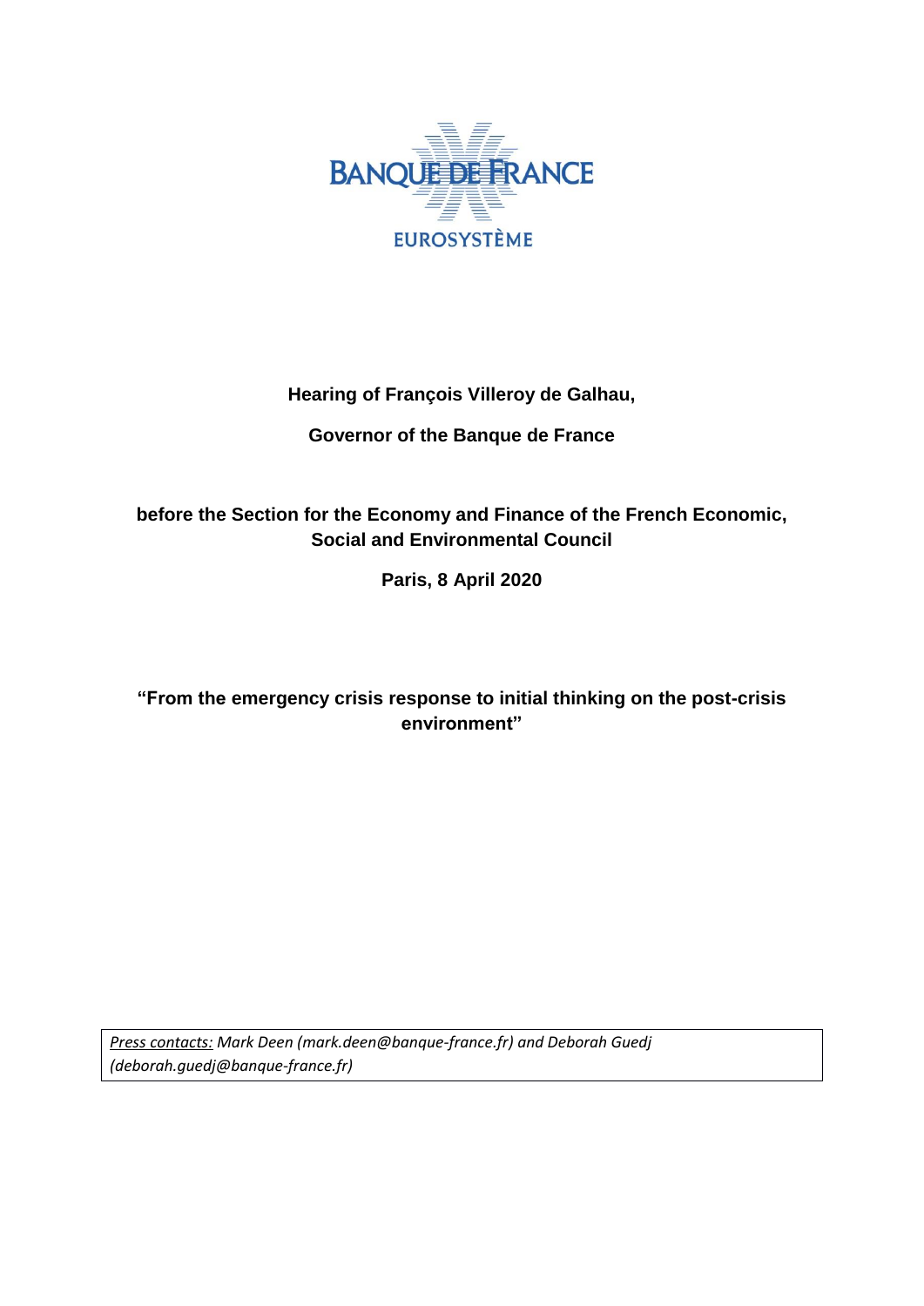BANQUE DE FRANCE

EUROSYSTÈME

**Hearing of François Villeroy de Galhau,**

**Governor of the Banque de France**

**before the Section for the Economy and Finance of the French Economic, Social and Environmental Council**

**Paris, 8 April 2020**

**"From the emergency crisis response to initial thinking on the post-crisis environment"**

*Press contacts: Mark Deen (mark.deen@banque-france.fr) and Deborah Guedj (deborah.guedj@banque-france.fr)*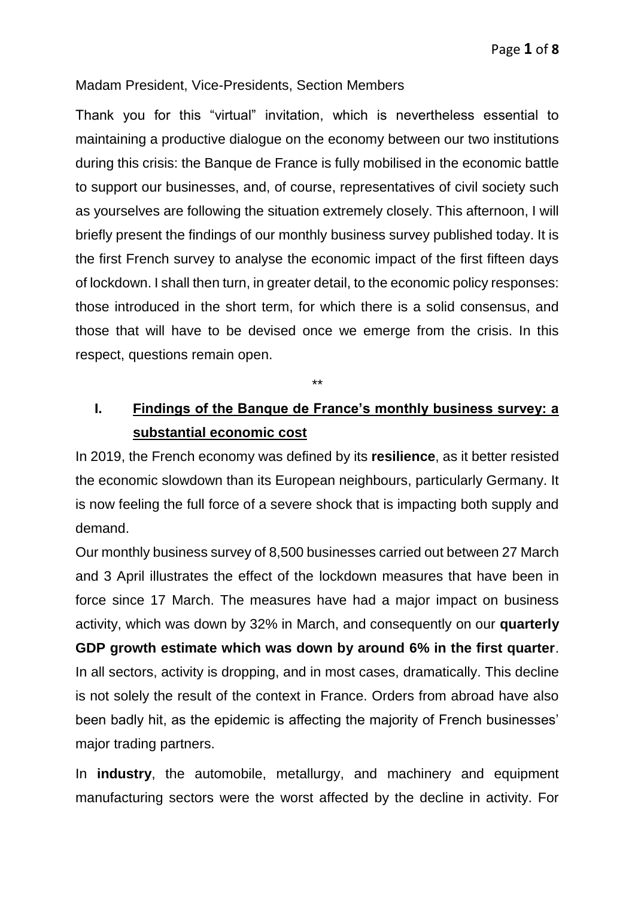Madam President, Vice-Presidents, Section Members

Thank you for this “virtual” invitation, which is nevertheless essential to maintaining a productive dialogue on the economy between our two institutions during this crisis: the Banque de France is fully mobilised in the economic battle to support our businesses, and, of course, representatives of civil society such as yourselves are following the situation extremely closely. This afternoon, I will briefly present the findings of our monthly business survey published today. It is the first French survey to analyse the economic impact of the first fifteen days of lockdown. I shall then turn, in greater detail, to the economic policy responses: those introduced in the short term, for which there is a solid consensus, and those that will have to be devised once we emerge from the crisis. In this respect, questions remain open.

**

## I. Findings of the Banque de France’s monthly business survey: a substantial economic cost

In 2019, the French economy was defined by its **resilience**, as it better resisted the economic slowdown than its European neighbours, particularly Germany. It is now feeling the full force of a severe shock that is impacting both supply and demand.

Our monthly business survey of 8,500 businesses carried out between 27 March and 3 April illustrates the effect of the lockdown measures that have been in force since 17 March. The measures have had a major impact on business activity, which was down by 32% in March, and consequently on our **quarterly GDP growth estimate which was down by around 6% in the first quarter**. In all sectors, activity is dropping, and in most cases, dramatically. This decline is not solely the result of the context in France. Orders from abroad have also been badly hit, as the epidemic is affecting the majority of French businesses’ major trading partners.

In **industry**, the automobile, metallurgy, and machinery and equipment manufacturing sectors were the worst affected by the decline in activity. For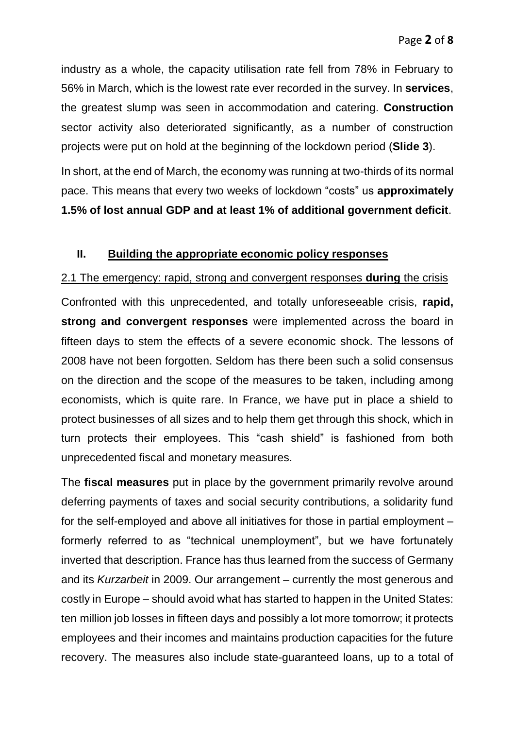industry as a whole, the capacity utilisation rate fell from 78% in February to 56% in March, which is the lowest rate ever recorded in the survey. In **services**, the greatest slump was seen in accommodation and catering. **Construction** sector activity also deteriorated significantly, as a number of construction projects were put on hold at the beginning of the lockdown period (**Slide 3**).

In short, at the end of March, the economy was running at two-thirds of its normal pace. This means that every two weeks of lockdown "costs" us **approximately 1.5% of lost annual GDP and at least 1% of additional government deficit**.

## II. Building the appropriate economic policy responses

### 2.1 The emergency: rapid, strong and convergent responses **during** the crisis

Confronted with this unprecedented, and totally unforeseeable crisis, **rapid, strong and convergent responses** were implemented across the board in fifteen days to stem the effects of a severe economic shock. The lessons of 2008 have not been forgotten. Seldom has there been such a solid consensus on the direction and the scope of the measures to be taken, including among economists, which is quite rare. In France, we have put in place a shield to protect businesses of all sizes and to help them get through this shock, which in turn protects their employees. This "cash shield" is fashioned from both unprecedented fiscal and monetary measures.

The **fiscal measures** put in place by the government primarily revolve around deferring payments of taxes and social security contributions, a solidarity fund for the self-employed and above all initiatives for those in partial employment – formerly referred to as "technical unemployment", but we have fortunately inverted that description. France has thus learned from the success of Germany and its *Kurzarbeit* in 2009. Our arrangement – currently the most generous and costly in Europe – should avoid what has started to happen in the United States: ten million job losses in fifteen days and possibly a lot more tomorrow; it protects employees and their incomes and maintains production capacities for the future recovery. The measures also include state-guaranteed loans, up to a total of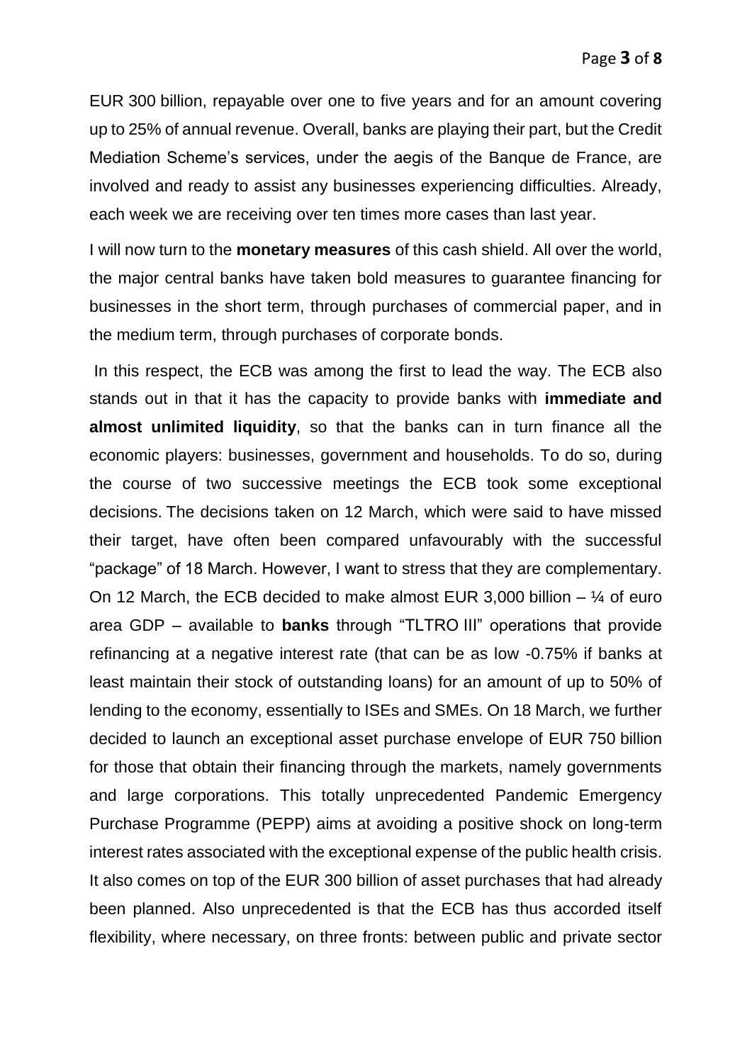EUR 300 billion, repayable over one to five years and for an amount covering up to 25% of annual revenue. Overall, banks are playing their part, but the Credit Mediation Scheme's services, under the aegis of the Banque de France, are involved and ready to assist any businesses experiencing difficulties. Already, each week we are receiving over ten times more cases than last year.

I will now turn to the **monetary measures** of this cash shield. All over the world, the major central banks have taken bold measures to guarantee financing for businesses in the short term, through purchases of commercial paper, and in the medium term, through purchases of corporate bonds.

In this respect, the ECB was among the first to lead the way. The ECB also stands out in that it has the capacity to provide banks with **immediate and almost unlimited liquidity**, so that the banks can in turn finance all the economic players: businesses, government and households. To do so, during the course of two successive meetings the ECB took some exceptional decisions. The decisions taken on 12 March, which were said to have missed their target, have often been compared unfavourably with the successful "package" of 18 March. However, I want to stress that they are complementary. On 12 March, the ECB decided to make almost EUR 3,000 billion – ¼ of euro area GDP – available to **banks** through "TLTRO III" operations that provide refinancing at a negative interest rate (that can be as low -0.75% if banks at least maintain their stock of outstanding loans) for an amount of up to 50% of lending to the economy, essentially to ISEs and SMEs. On 18 March, we further decided to launch an exceptional asset purchase envelope of EUR 750 billion for those that obtain their financing through the markets, namely governments and large corporations. This totally unprecedented Pandemic Emergency Purchase Programme (PEPP) aims at avoiding a positive shock on long-term interest rates associated with the exceptional expense of the public health crisis. It also comes on top of the EUR 300 billion of asset purchases that had already been planned. Also unprecedented is that the ECB has thus accorded itself flexibility, where necessary, on three fronts: between public and private sector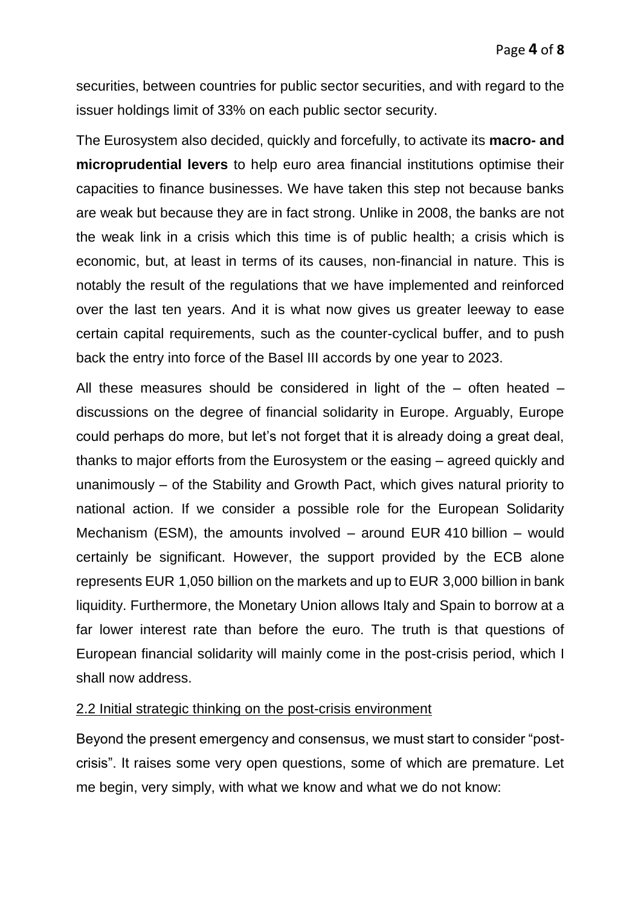securities, between countries for public sector securities, and with regard to the issuer holdings limit of 33% on each public sector security.

The Eurosystem also decided, quickly and forcefully, to activate its **macro- and microprudential levers** to help euro area financial institutions optimise their capacities to finance businesses. We have taken this step not because banks are weak but because they are in fact strong. Unlike in 2008, the banks are not the weak link in a crisis which this time is of public health; a crisis which is economic, but, at least in terms of its causes, non-financial in nature. This is notably the result of the regulations that we have implemented and reinforced over the last ten years. And it is what now gives us greater leeway to ease certain capital requirements, such as the counter-cyclical buffer, and to push back the entry into force of the Basel III accords by one year to 2023.

All these measures should be considered in light of the – often heated – discussions on the degree of financial solidarity in Europe. Arguably, Europe could perhaps do more, but let's not forget that it is already doing a great deal, thanks to major efforts from the Eurosystem or the easing – agreed quickly and unanimously – of the Stability and Growth Pact, which gives natural priority to national action. If we consider a possible role for the European Solidarity Mechanism (ESM), the amounts involved – around EUR 410 billion – would certainly be significant. However, the support provided by the ECB alone represents EUR 1,050 billion on the markets and up to EUR 3,000 billion in bank liquidity. Furthermore, the Monetary Union allows Italy and Spain to borrow at a far lower interest rate than before the euro. The truth is that questions of European financial solidarity will mainly come in the post-crisis period, which I shall now address.

2.2 Initial strategic thinking on the post-crisis environment

Beyond the present emergency and consensus, we must start to consider "post-crisis". It raises some very open questions, some of which are premature. Let me begin, very simply, with what we know and what we do not know: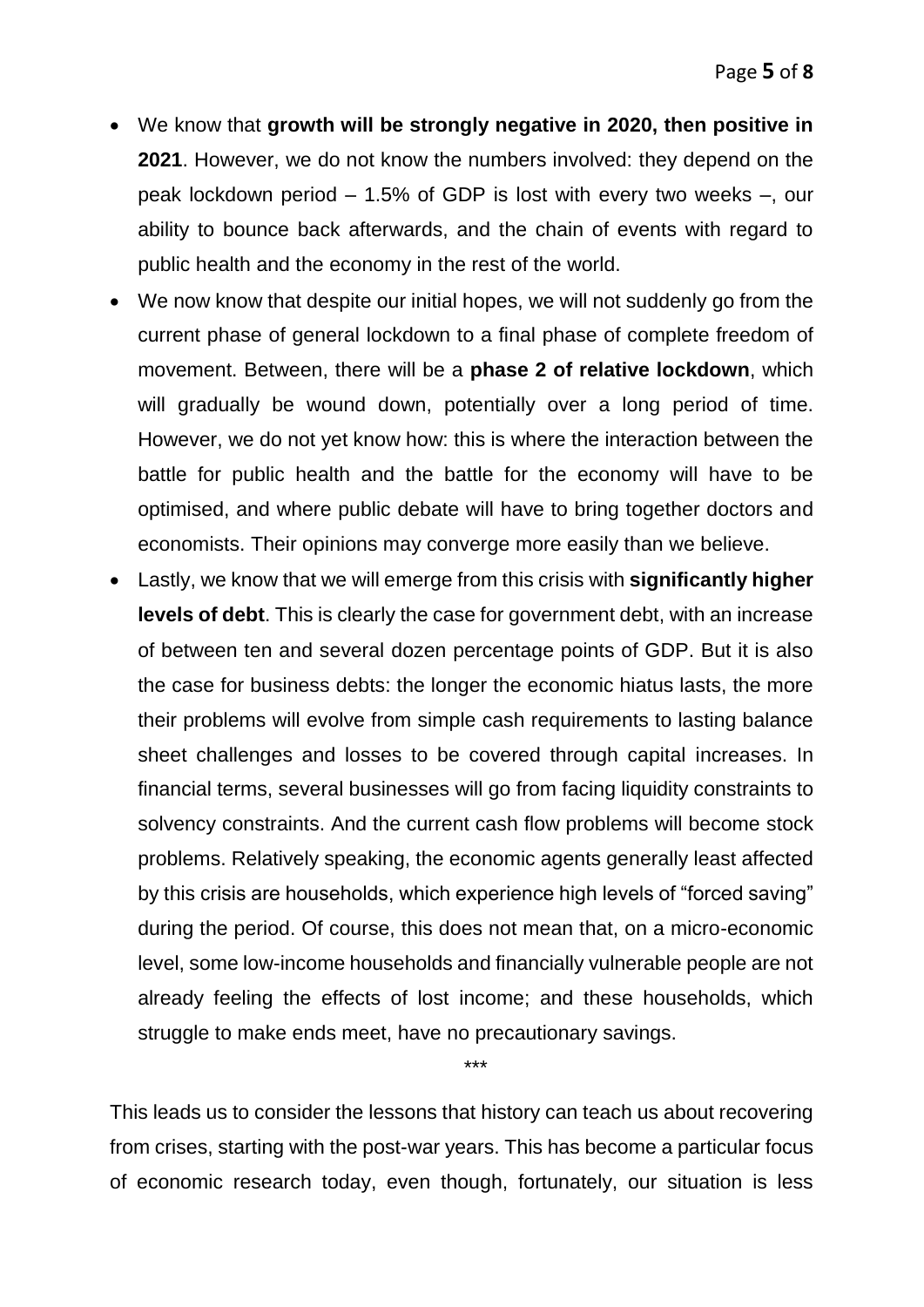- We know that **growth will be strongly negative in 2020, then positive in 2021**. However, we do not know the numbers involved: they depend on the peak lockdown period – 1.5% of GDP is lost with every two weeks –, our ability to bounce back afterwards, and the chain of events with regard to public health and the economy in the rest of the world.
- We now know that despite our initial hopes, we will not suddenly go from the current phase of general lockdown to a final phase of complete freedom of movement. Between, there will be a **phase 2 of relative lockdown**, which will gradually be wound down, potentially over a long period of time. However, we do not yet know how: this is where the interaction between the battle for public health and the battle for the economy will have to be optimised, and where public debate will have to bring together doctors and economists. Their opinions may converge more easily than we believe.
- Lastly, we know that we will emerge from this crisis with **significantly higher levels of debt**. This is clearly the case for government debt, with an increase of between ten and several dozen percentage points of GDP. But it is also the case for business debts: the longer the economic hiatus lasts, the more their problems will evolve from simple cash requirements to lasting balance sheet challenges and losses to be covered through capital increases. In financial terms, several businesses will go from facing liquidity constraints to solvency constraints. And the current cash flow problems will become stock problems. Relatively speaking, the economic agents generally least affected by this crisis are households, which experience high levels of "forced saving" during the period. Of course, this does not mean that, on a micro-economic level, some low-income households and financially vulnerable people are not already feeling the effects of lost income; and these households, which struggle to make ends meet, have no precautionary savings.

\*\*\*

This leads us to consider the lessons that history can teach us about recovering from crises, starting with the post-war years. This has become a particular focus of economic research today, even though, fortunately, our situation is less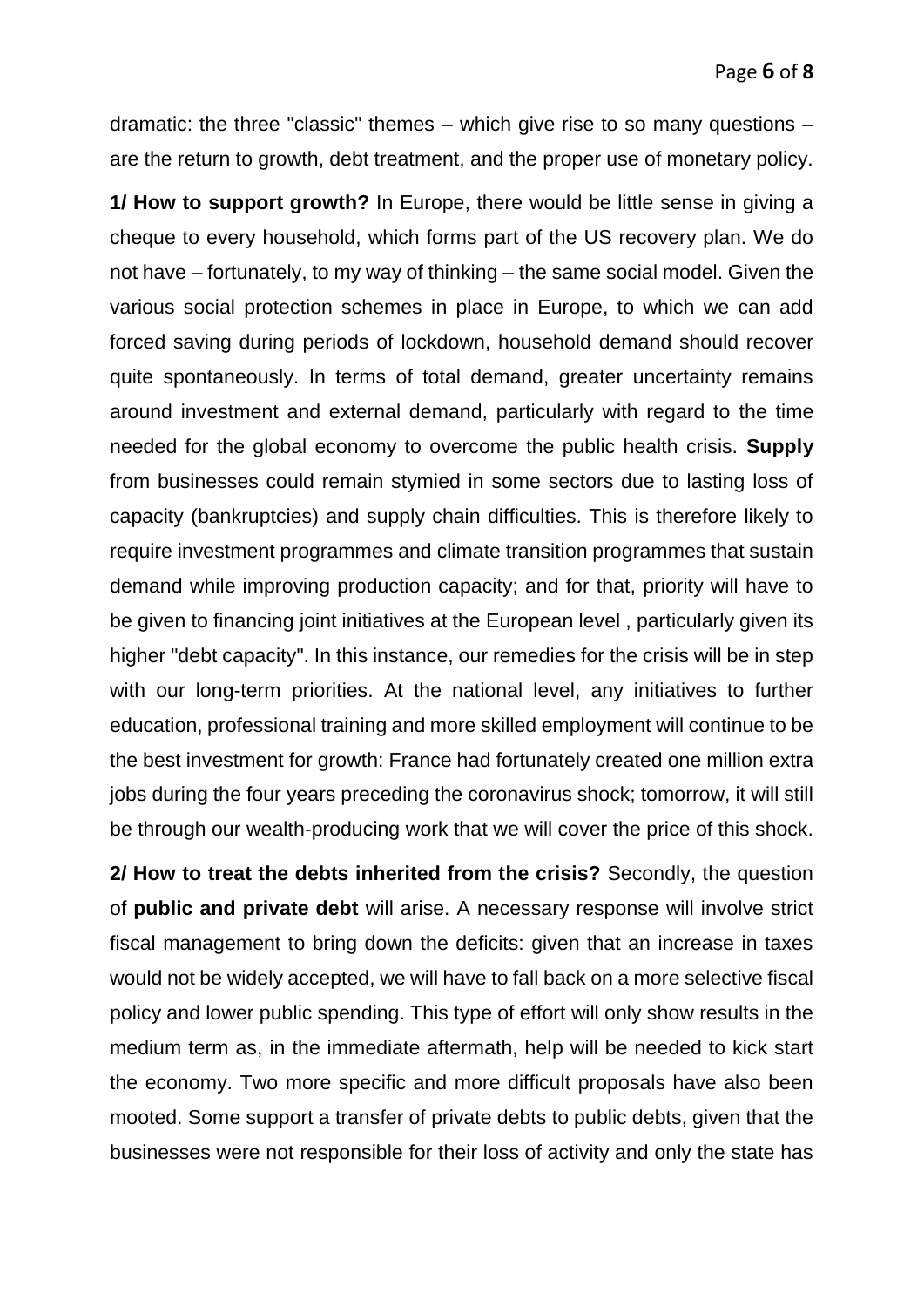dramatic: the three "classic" themes – which give rise to so many questions – are the return to growth, debt treatment, and the proper use of monetary policy.

**1/ How to support growth?** In Europe, there would be little sense in giving a cheque to every household, which forms part of the US recovery plan. We do not have – fortunately, to my way of thinking – the same social model. Given the various social protection schemes in place in Europe, to which we can add forced saving during periods of lockdown, household demand should recover quite spontaneously. In terms of total demand, greater uncertainty remains around investment and external demand, particularly with regard to the time needed for the global economy to overcome the public health crisis. **Supply** from businesses could remain stymied in some sectors due to lasting loss of capacity (bankruptcies) and supply chain difficulties. This is therefore likely to require investment programmes and climate transition programmes that sustain demand while improving production capacity; and for that, priority will have to be given to financing joint initiatives at the European level , particularly given its higher "debt capacity". In this instance, our remedies for the crisis will be in step with our long-term priorities. At the national level, any initiatives to further education, professional training and more skilled employment will continue to be the best investment for growth: France had fortunately created one million extra jobs during the four years preceding the coronavirus shock; tomorrow, it will still be through our wealth-producing work that we will cover the price of this shock.

**2/ How to treat the debts inherited from the crisis?** Secondly, the question of **public and private debt** will arise. A necessary response will involve strict fiscal management to bring down the deficits: given that an increase in taxes would not be widely accepted, we will have to fall back on a more selective fiscal policy and lower public spending. This type of effort will only show results in the medium term as, in the immediate aftermath, help will be needed to kick start the economy. Two more specific and more difficult proposals have also been mooted. Some support a transfer of private debts to public debts, given that the businesses were not responsible for their loss of activity and only the state has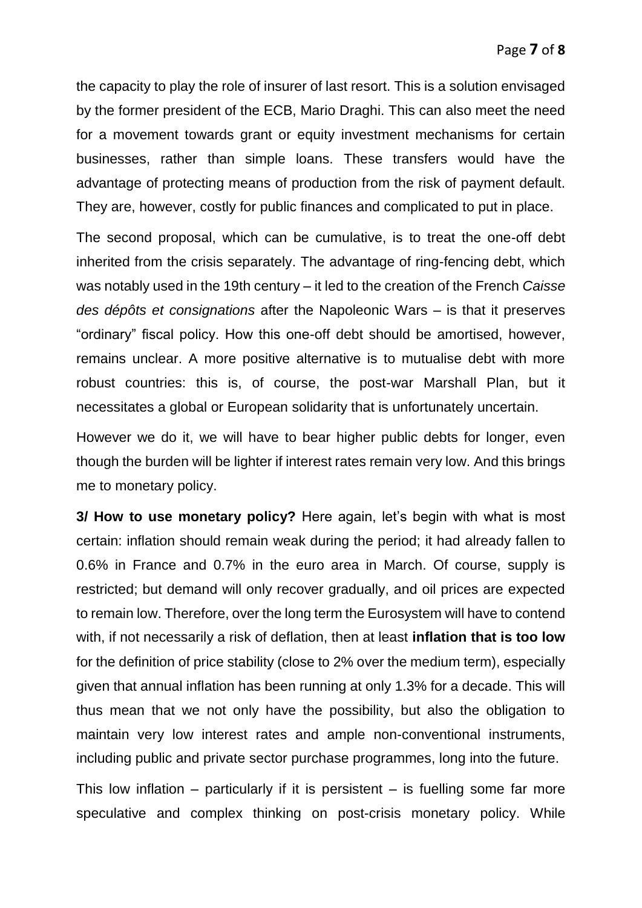the capacity to play the role of insurer of last resort. This is a solution envisaged by the former president of the ECB, Mario Draghi. This can also meet the need for a movement towards grant or equity investment mechanisms for certain businesses, rather than simple loans. These transfers would have the advantage of protecting means of production from the risk of payment default. They are, however, costly for public finances and complicated to put in place.

The second proposal, which can be cumulative, is to treat the one-off debt inherited from the crisis separately. The advantage of ring-fencing debt, which was notably used in the 19th century – it led to the creation of the French *Caisse des dépôts et consignations* after the Napoleonic Wars – is that it preserves "ordinary" fiscal policy. How this one-off debt should be amortised, however, remains unclear. A more positive alternative is to mutualise debt with more robust countries: this is, of course, the post-war Marshall Plan, but it necessitates a global or European solidarity that is unfortunately uncertain.

However we do it, we will have to bear higher public debts for longer, even though the burden will be lighter if interest rates remain very low. And this brings me to monetary policy.

**3/ How to use monetary policy?** Here again, let's begin with what is most certain: inflation should remain weak during the period; it had already fallen to 0.6% in France and 0.7% in the euro area in March. Of course, supply is restricted; but demand will only recover gradually, and oil prices are expected to remain low. Therefore, over the long term the Eurosystem will have to contend with, if not necessarily a risk of deflation, then at least **inflation that is too low** for the definition of price stability (close to 2% over the medium term), especially given that annual inflation has been running at only 1.3% for a decade. This will thus mean that we not only have the possibility, but also the obligation to maintain very low interest rates and ample non-conventional instruments, including public and private sector purchase programmes, long into the future.

This low inflation – particularly if it is persistent – is fuelling some far more speculative and complex thinking on post-crisis monetary policy. While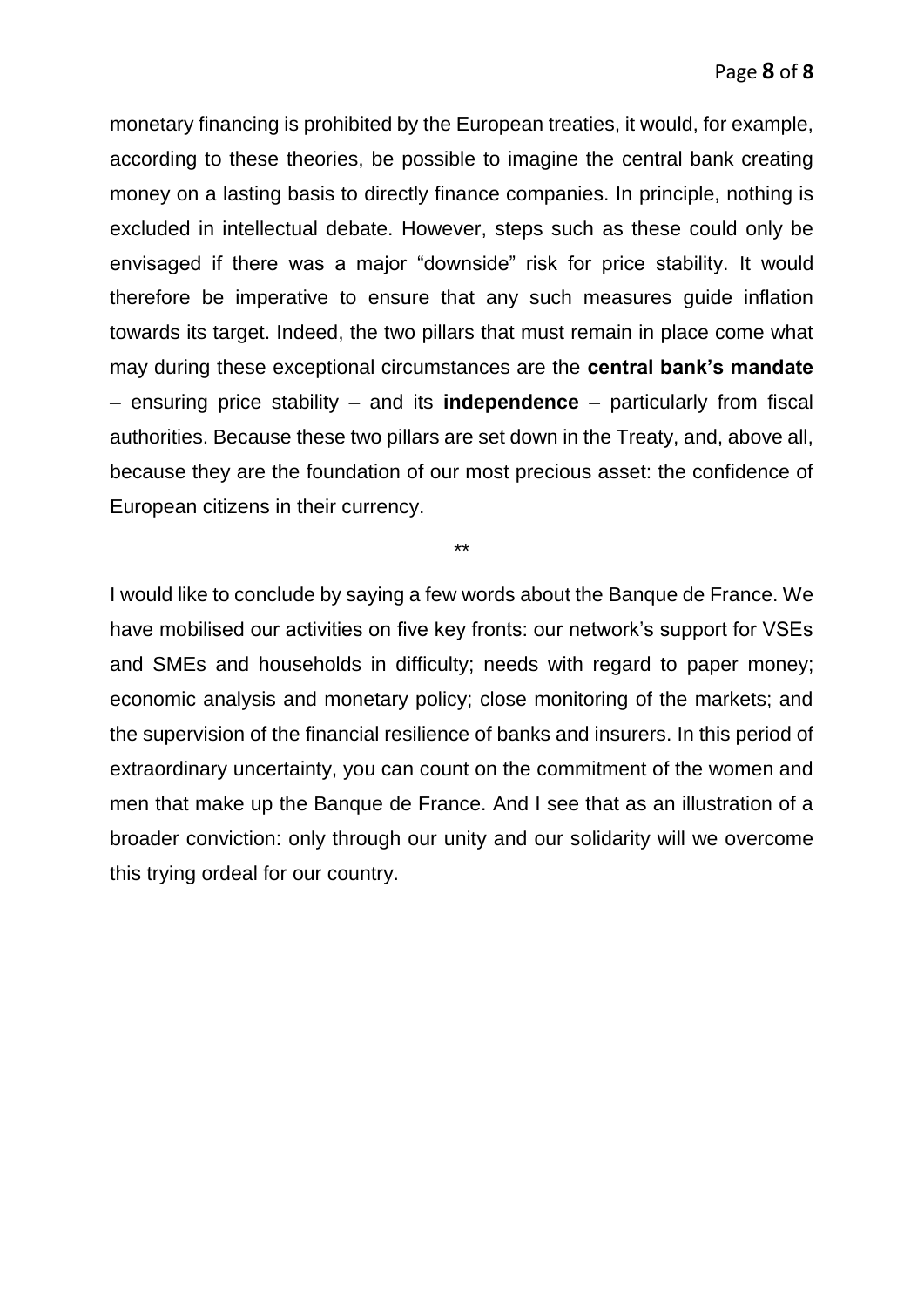monetary financing is prohibited by the European treaties, it would, for example, according to these theories, be possible to imagine the central bank creating money on a lasting basis to directly finance companies. In principle, nothing is excluded in intellectual debate. However, steps such as these could only be envisaged if there was a major "downside" risk for price stability. It would therefore be imperative to ensure that any such measures guide inflation towards its target. Indeed, the two pillars that must remain in place come what may during these exceptional circumstances are the **central bank's mandate** – ensuring price stability – and its **independence** – particularly from fiscal authorities. Because these two pillars are set down in the Treaty, and, above all, because they are the foundation of our most precious asset: the confidence of European citizens in their currency.

**

I would like to conclude by saying a few words about the Banque de France. We have mobilised our activities on five key fronts: our network's support for VSEs and SMEs and households in difficulty; needs with regard to paper money; economic analysis and monetary policy; close monitoring of the markets; and the supervision of the financial resilience of banks and insurers. In this period of extraordinary uncertainty, you can count on the commitment of the women and men that make up the Banque de France. And I see that as an illustration of a broader conviction: only through our unity and our solidarity will we overcome this trying ordeal for our country.